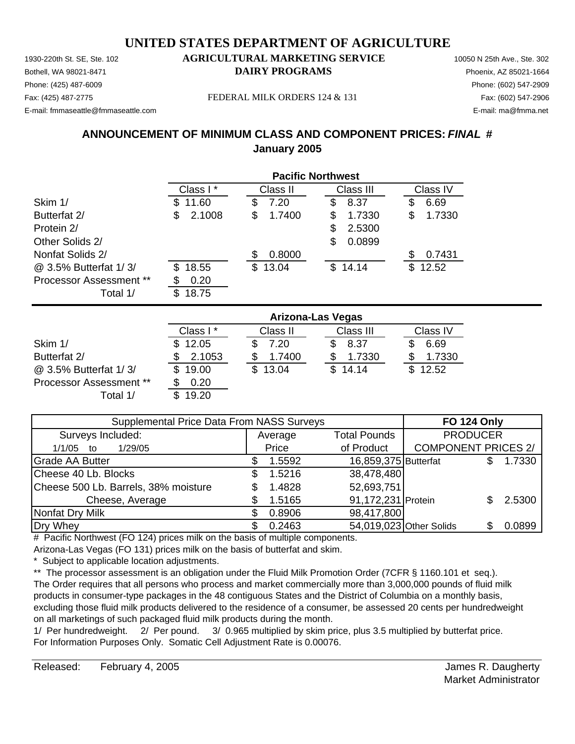# UNITED STATES DEPARTMENT OF AGRICULTURE

## AGRICULTURAL MARKETING SERVICE
## DAIRY PROGRAMS

1930-220th St. SE, Ste. 102
Bothell, WA 98021-8471
Phone: (425) 487-6009
Fax: (425) 487-2775
E-mail: fmmaseattle@fmmaseattle.com

10050 N 25th Ave., Ste. 302
Phoenix, AZ 85021-1664
Phone: (602) 547-2909
Fax: (602) 547-2906
E-mail: ma@fmma.net

FEDERAL MILK ORDERS 124 & 131

## ANNOUNCEMENT OF MINIMUM CLASS AND COMPONENT PRICES: *FINAL* #
## January 2005

| | Pacific Northwest | | | |
|---|---|---|---|---|
| | Class I * | Class II | Class III | Class IV |
| Skim 1/ | $ 11.60 | $ 7.20 | $ 8.37 | $ 6.69 |
| Butterfat 2/ | $ 2.1008 | $ 1.7400 | $ 1.7330 | $ 1.7330 |
| Protein 2/ | | | $ 2.5300 | |
| Other Solids 2/ | | | $ 0.0899 | |
| Nonfat Solids 2/ | | $ 0.8000 | | $ 0.7431 |
| @ 3.5% Butterfat 1/ 3/ | $ 18.55 | $ 13.04 | $ 14.14 | $ 12.52 |
| Processor Assessment ** | $ 0.20 | | | |
| Total 1/ | $ 18.75 | | | |

| | Arizona-Las Vegas | | | |
|---|---|---|---|---|
| | Class I * | Class II | Class III | Class IV |
| Skim 1/ | $ 12.05 | $ 7.20 | $ 8.37 | $ 6.69 |
| Butterfat 2/ | $ 2.1053 | $ 1.7400 | $ 1.7330 | $ 1.7330 |
| @ 3.5% Butterfat 1/ 3/ | $ 19.00 | $ 13.04 | $ 14.14 | $ 12.52 |
| Processor Assessment ** | $ 0.20 | | | |
| Total 1/ | $ 19.20 | | | |

| Supplemental Price Data From NASS Surveys | | | FO 124 Only | |
|---|---|---|---|---|
| Surveys Included: | Average | Total Pounds | PRODUCER | |
| 1/1/05 to 1/29/05 | Price | of Product | COMPONENT PRICES 2/ | |
| Grade AA Butter | $ 1.5592 | 16,859,375 | Butterfat | $ 1.7330 |
| Cheese 40 Lb. Blocks | $ 1.5216 | 38,478,480 | | |
| Cheese 500 Lb. Barrels, 38% moisture | $ 1.4828 | 52,693,751 | | |
| Cheese, Average | $ 1.5165 | 91,172,231 | Protein | $ 2.5300 |
| Nonfat Dry Milk | $ 0.8906 | 98,417,800 | | |
| Dry Whey | $ 0.2463 | 54,019,023 | Other Solids | $ 0.0899 |

# Pacific Northwest (FO 124) prices milk on the basis of multiple components.
Arizona-Las Vegas (FO 131) prices milk on the basis of butterfat and skim.
* Subject to applicable location adjustments.
** The processor assessment is an obligation under the Fluid Milk Promotion Order (7CFR § 1160.101 et seq.). The Order requires that all persons who process and market commercially more than 3,000,000 pounds of fluid milk products in consumer-type packages in the 48 contiguous States and the District of Columbia on a monthly basis, excluding those fluid milk products delivered to the residence of a consumer, be assessed 20 cents per hundredweight on all marketings of such packaged fluid milk products during the month.
1/ Per hundredweight. 2/ Per pound. 3/ 0.965 multiplied by skim price, plus 3.5 multiplied by butterfat price.
For Information Purposes Only. Somatic Cell Adjustment Rate is 0.00076.

Released: February 4, 2005

James R. Daugherty
Market Administrator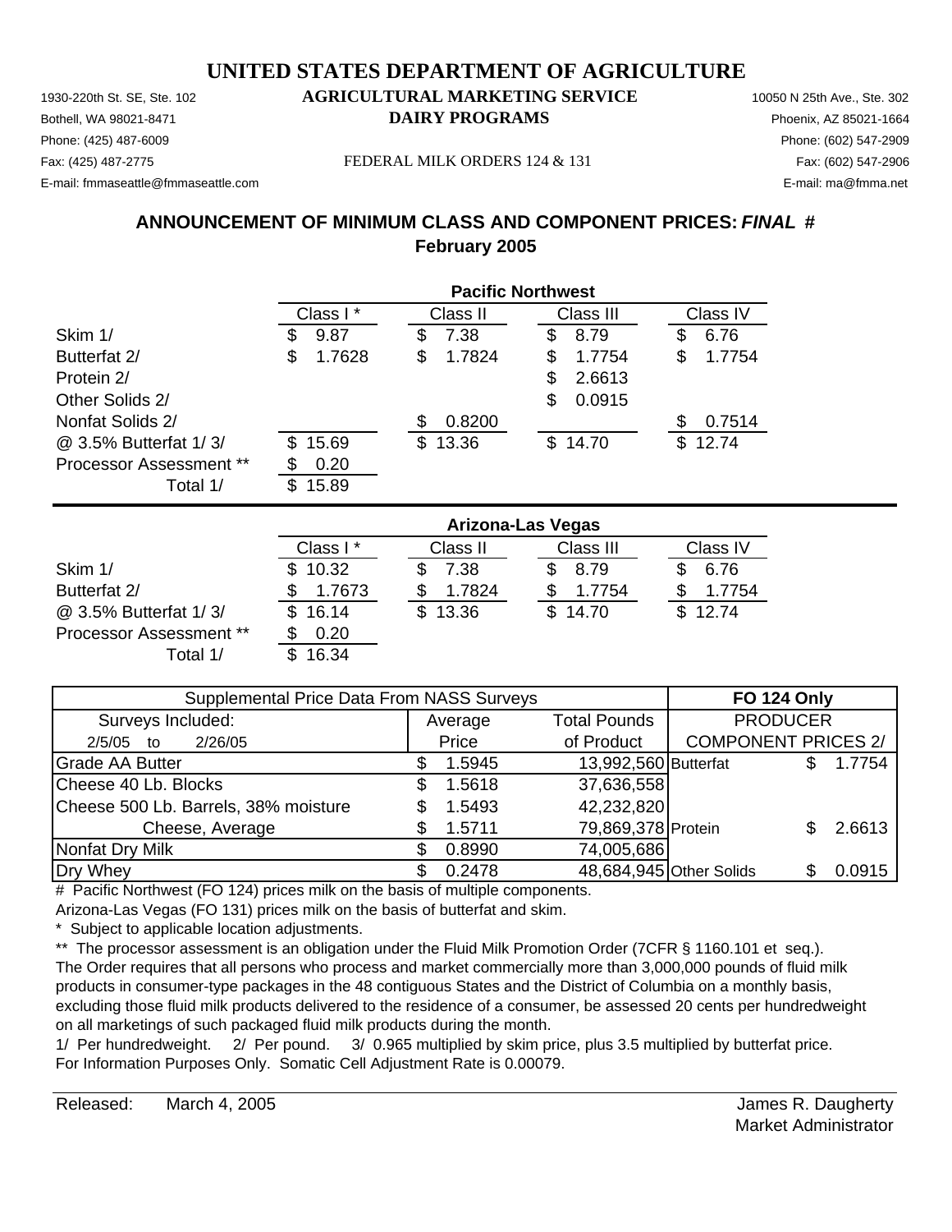# UNITED STATES DEPARTMENT OF AGRICULTURE

1930-220th St. SE, Ste. 102 **AGRICULTURAL MARKETING SERVICE** 10050 N 25th Ave., Ste. 302
Bothell, WA 98021-8471 **DAIRY PROGRAMS** Phoenix, AZ 85021-1664
Phone: (425) 487-6009 Phone: (602) 547-2909
Fax: (425) 487-2775 FEDERAL MILK ORDERS 124 & 131 Fax: (602) 547-2906
E-mail: fmmaseattle@fmmaseattle.com E-mail: ma@fmma.net

## ANNOUNCEMENT OF MINIMUM CLASS AND COMPONENT PRICES: *FINAL* #
## February 2005

| Pacific Northwest | Class I * | Class II | Class III | Class IV |
|---|---|---|---|---|
| Skim 1/ | $ 9.87 | $ 7.38 | $ 8.79 | $ 6.76 |
| Butterfat 2/ | $ 1.7628 | $ 1.7824 | $ 1.7754 | $ 1.7754 |
| Protein 2/ | | | $ 2.6613 | |
| Other Solids 2/ | | | $ 0.0915 | |
| Nonfat Solids 2/ | | $ 0.8200 | | $ 0.7514 |
| @ 3.5% Butterfat 1/ 3/ | $ 15.69 | $ 13.36 | $ 14.70 | $ 12.74 |
| Processor Assessment ** | $ 0.20 | | | |
| Total 1/ | $ 15.89 | | | |

| Arizona-Las Vegas | Class I * | Class II | Class III | Class IV |
|---|---|---|---|---|
| Skim 1/ | $ 10.32 | $ 7.38 | $ 8.79 | $ 6.76 |
| Butterfat 2/ | $ 1.7673 | $ 1.7824 | $ 1.7754 | $ 1.7754 |
| @ 3.5% Butterfat 1/ 3/ | $ 16.14 | $ 13.36 | $ 14.70 | $ 12.74 |
| Processor Assessment ** | $ 0.20 | | | |
| Total 1/ | $ 16.34 | | | |

| Supplemental Price Data From NASS Surveys | | | FO 124 Only | |
|---|---|---|---|---|
| Surveys Included: | Average | Total Pounds | PRODUCER | |
| 2/5/05 to 2/26/05 | Price | of Product | COMPONENT PRICES 2/ | |
| Grade AA Butter | $ 1.5945 | 13,992,560 | Butterfat | $ 1.7754 |
| Cheese 40 Lb. Blocks | $ 1.5618 | 37,636,558 | | |
| Cheese 500 Lb. Barrels, 38% moisture | $ 1.5493 | 42,232,820 | | |
| Cheese, Average | $ 1.5711 | 79,869,378 | Protein | $ 2.6613 |
| Nonfat Dry Milk | $ 0.8990 | 74,005,686 | | |
| Dry Whey | $ 0.2478 | 48,684,945 | Other Solids | $ 0.0915 |

# Pacific Northwest (FO 124) prices milk on the basis of multiple components.
Arizona-Las Vegas (FO 131) prices milk on the basis of butterfat and skim.
* Subject to applicable location adjustments.
** The processor assessment is an obligation under the Fluid Milk Promotion Order (7CFR § 1160.101 et seq.). The Order requires that all persons who process and market commercially more than 3,000,000 pounds of fluid milk products in consumer-type packages in the 48 contiguous States and the District of Columbia on a monthly basis, excluding those fluid milk products delivered to the residence of a consumer, be assessed 20 cents per hundredweight on all marketings of such packaged fluid milk products during the month.
1/ Per hundredweight. 2/ Per pound. 3/ 0.965 multiplied by skim price, plus 3.5 multiplied by butterfat price.
For Information Purposes Only. Somatic Cell Adjustment Rate is 0.00079.

Released: March 4, 2005

James R. Daugherty
Market Administrator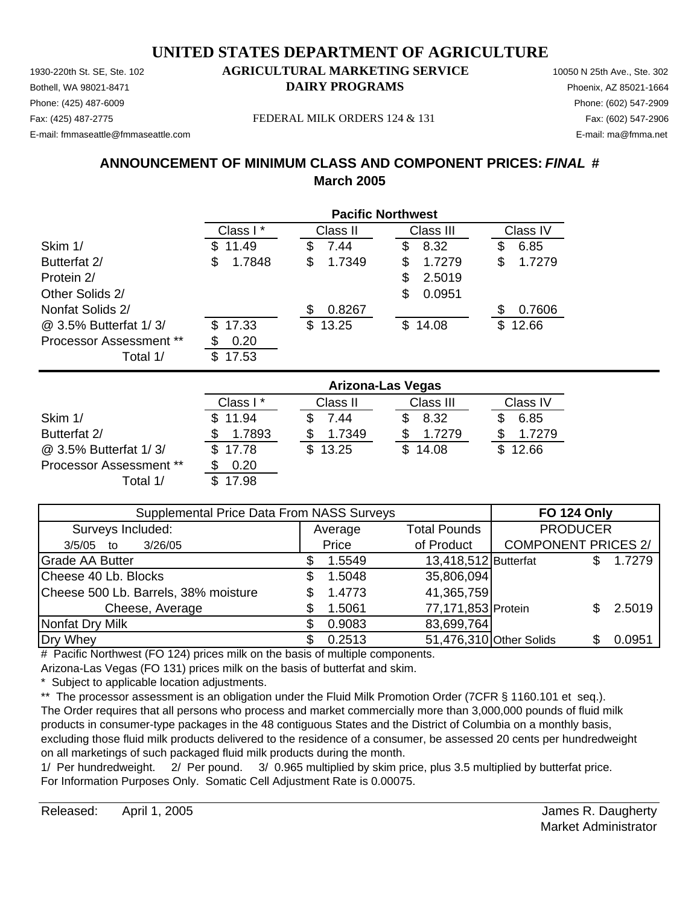# UNITED STATES DEPARTMENT OF AGRICULTURE

1930-220th St. SE, Ste. 102
Bothell, WA 98021-8471
Phone: (425) 487-6009
Fax: (425) 487-2775
E-mail: fmmaseattle@fmmaseattle.com

**AGRICULTURAL MARKETING SERVICE**
**DAIRY PROGRAMS**

FEDERAL MILK ORDERS 124 & 131

10050 N 25th Ave., Ste. 302
Phoenix, AZ 85021-1664
Phone: (602) 547-2909
Fax: (602) 547-2906
E-mail: ma@fmma.net

## ANNOUNCEMENT OF MINIMUM CLASS AND COMPONENT PRICES: *FINAL* #
## March 2005

| | Pacific Northwest | | | |
|---|---|---|---|---|
| | Class I * | Class II | Class III | Class IV |
| Skim 1/ | $ 11.49 | $ 7.44 | $ 8.32 | $ 6.85 |
| Butterfat 2/ | $ 1.7848 | $ 1.7349 | $ 1.7279 | $ 1.7279 |
| Protein 2/ | | | $ 2.5019 | |
| Other Solids 2/ | | | $ 0.0951 | |
| Nonfat Solids 2/ | | $ 0.8267 | | $ 0.7606 |
| @ 3.5% Butterfat 1/ 3/ | $ 17.33 | $ 13.25 | $ 14.08 | $ 12.66 |
| Processor Assessment ** | $ 0.20 | | | |
| Total 1/ | $ 17.53 | | | |

| | Arizona-Las Vegas | | | |
|---|---|---|---|---|
| | Class I * | Class II | Class III | Class IV |
| Skim 1/ | $ 11.94 | $ 7.44 | $ 8.32 | $ 6.85 |
| Butterfat 2/ | $ 1.7893 | $ 1.7349 | $ 1.7279 | $ 1.7279 |
| @ 3.5% Butterfat 1/ 3/ | $ 17.78 | $ 13.25 | $ 14.08 | $ 12.66 |
| Processor Assessment ** | $ 0.20 | | | |
| Total 1/ | $ 17.98 | | | |

| Supplemental Price Data From NASS Surveys | | | FO 124 Only | |
|---|---|---|---|---|
| Surveys Included: | Average | Total Pounds | PRODUCER | |
| 3/5/05 to 3/26/05 | Price | of Product | COMPONENT PRICES 2/ | |
| Grade AA Butter | $ 1.5549 | 13,418,512 | Butterfat | $ 1.7279 |
| Cheese 40 Lb. Blocks | $ 1.5048 | 35,806,094 | | |
| Cheese 500 Lb. Barrels, 38% moisture | $ 1.4773 | 41,365,759 | | |
| Cheese, Average | $ 1.5061 | 77,171,853 | Protein | $ 2.5019 |
| Nonfat Dry Milk | $ 0.9083 | 83,699,764 | | |
| Dry Whey | $ 0.2513 | 51,476,310 | Other Solids | $ 0.0951 |

# Pacific Northwest (FO 124) prices milk on the basis of multiple components.
Arizona-Las Vegas (FO 131) prices milk on the basis of butterfat and skim.
* Subject to applicable location adjustments.
** The processor assessment is an obligation under the Fluid Milk Promotion Order (7CFR § 1160.101 et seq.). The Order requires that all persons who process and market commercially more than 3,000,000 pounds of fluid milk products in consumer-type packages in the 48 contiguous States and the District of Columbia on a monthly basis, excluding those fluid milk products delivered to the residence of a consumer, be assessed 20 cents per hundredweight on all marketings of such packaged fluid milk products during the month.
1/ Per hundredweight. 2/ Per pound. 3/ 0.965 multiplied by skim price, plus 3.5 multiplied by butterfat price.
For Information Purposes Only. Somatic Cell Adjustment Rate is 0.00075.

Released: April 1, 2005

James R. Daugherty
Market Administrator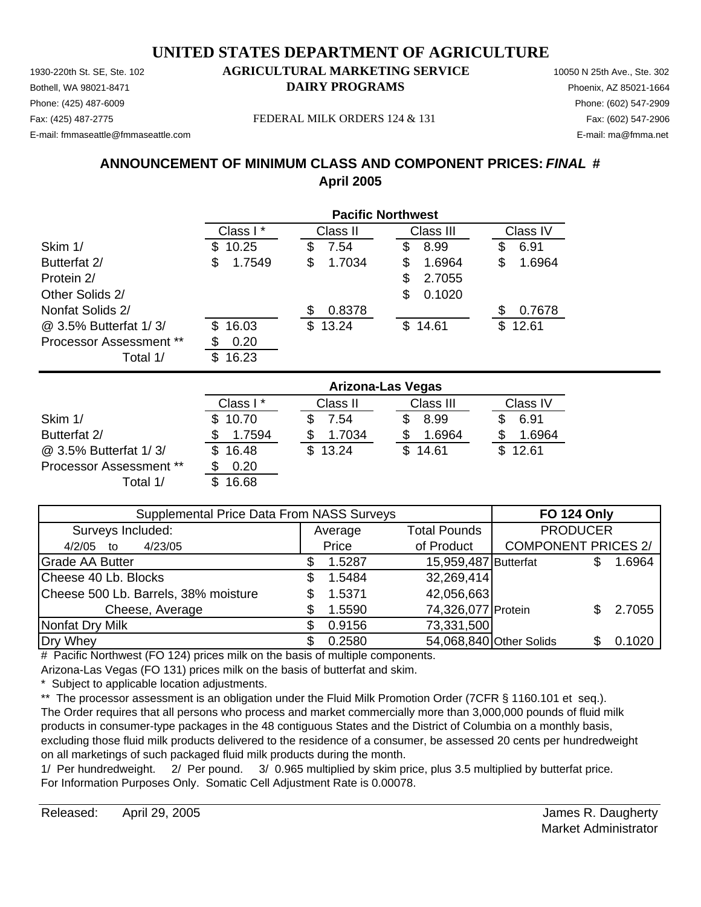# UNITED STATES DEPARTMENT OF AGRICULTURE

1930-220th St. SE, Ste. 102
Bothell, WA 98021-8471
Phone: (425) 487-6009
Fax: (425) 487-2775
E-mail: fmmaseattle@fmmaseattle.com

**AGRICULTURAL MARKETING SERVICE**
**DAIRY PROGRAMS**

FEDERAL MILK ORDERS 124 & 131

10050 N 25th Ave., Ste. 302
Phoenix, AZ 85021-1664
Phone: (602) 547-2909
Fax: (602) 547-2906
E-mail: ma@fmma.net

## ANNOUNCEMENT OF MINIMUM CLASS AND COMPONENT PRICES: *FINAL* #
## April 2005

| | **Pacific Northwest** | | | |
|---|---|---|---|---|
| | Class I * | Class II | Class III | Class IV |
| Skim 1/ | $ 10.25 | $ 7.54 | $ 8.99 | $ 6.91 |
| Butterfat 2/ | $ 1.7549 | $ 1.7034 | $ 1.6964 | $ 1.6964 |
| Protein 2/ | | | $ 2.7055 | |
| Other Solids 2/ | | | $ 0.1020 | |
| Nonfat Solids 2/ | | $ 0.8378 | | $ 0.7678 |
| @ 3.5% Butterfat 1/ 3/ | $ 16.03 | $ 13.24 | $ 14.61 | $ 12.61 |
| Processor Assessment ** | $ 0.20 | | | |
| Total 1/ | $ 16.23 | | | |

| | **Arizona-Las Vegas** | | | |
|---|---|---|---|---|
| | Class I * | Class II | Class III | Class IV |
| Skim 1/ | $ 10.70 | $ 7.54 | $ 8.99 | $ 6.91 |
| Butterfat 2/ | $ 1.7594 | $ 1.7034 | $ 1.6964 | $ 1.6964 |
| @ 3.5% Butterfat 1/ 3/ | $ 16.48 | $ 13.24 | $ 14.61 | $ 12.61 |
| Processor Assessment ** | $ 0.20 | | | |
| Total 1/ | $ 16.68 | | | |

| Supplemental Price Data From NASS Surveys | | | **FO 124 Only** | |
|---|---|---|---|---|
| Surveys Included: | Average | Total Pounds | PRODUCER | |
| 4/2/05 to 4/23/05 | Price | of Product | COMPONENT PRICES 2/ | |
| Grade AA Butter | $ 1.5287 | 15,959,487 | Butterfat | $ 1.6964 |
| Cheese 40 Lb. Blocks | $ 1.5484 | 32,269,414 | | |
| Cheese 500 Lb. Barrels, 38% moisture | $ 1.5371 | 42,056,663 | | |
| Cheese, Average | $ 1.5590 | 74,326,077 | Protein | $ 2.7055 |
| Nonfat Dry Milk | $ 0.9156 | 73,331,500 | | |
| Dry Whey | $ 0.2580 | 54,068,840 | Other Solids | $ 0.1020 |

# Pacific Northwest (FO 124) prices milk on the basis of multiple components.
Arizona-Las Vegas (FO 131) prices milk on the basis of butterfat and skim.

\* Subject to applicable location adjustments.

** The processor assessment is an obligation under the Fluid Milk Promotion Order (7CFR § 1160.101 et seq.). The Order requires that all persons who process and market commercially more than 3,000,000 pounds of fluid milk products in consumer-type packages in the 48 contiguous States and the District of Columbia on a monthly basis, excluding those fluid milk products delivered to the residence of a consumer, be assessed 20 cents per hundredweight on all marketings of such packaged fluid milk products during the month.

1/ Per hundredweight. 2/ Per pound. 3/ 0.965 multiplied by skim price, plus 3.5 multiplied by butterfat price.
For Information Purposes Only. Somatic Cell Adjustment Rate is 0.00078.

Released: April 29, 2005

James R. Daugherty
Market Administrator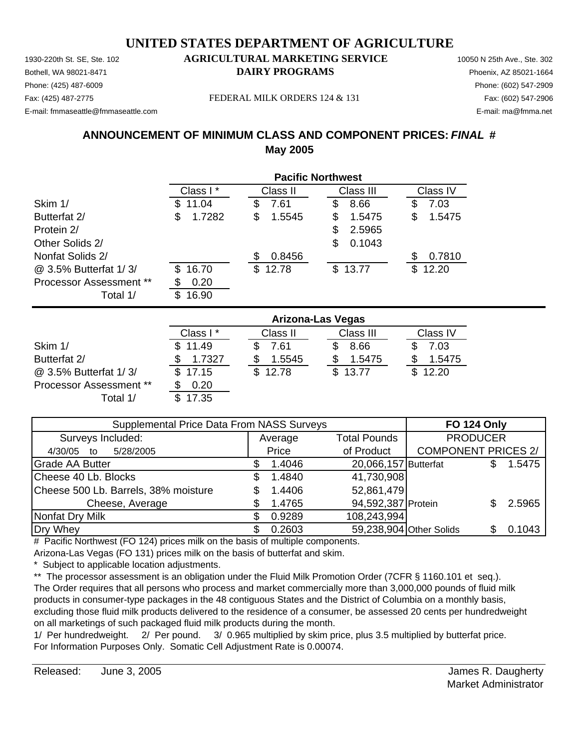# UNITED STATES DEPARTMENT OF AGRICULTURE

## AGRICULTURAL MARKETING SERVICE

## DAIRY PROGRAMS

1930-220th St. SE, Ste. 102
Bothell, WA 98021-8471
Phone: (425) 487-6009
Fax: (425) 487-2775
E-mail: fmmaseattle@fmmaseattle.com

FEDERAL MILK ORDERS 124 & 131

10050 N 25th Ave., Ste. 302
Phoenix, AZ 85021-1664
Phone: (602) 547-2909
Fax: (602) 547-2906
E-mail: ma@fmma.net

### ANNOUNCEMENT OF MINIMUM CLASS AND COMPONENT PRICES: *FINAL* #
### May 2005

| | Pacific Northwest | | | |
|---|---|---|---|---|
| | Class I * | Class II | Class III | Class IV |
| Skim 1/ | $ 11.04 | $ 7.61 | $ 8.66 | $ 7.03 |
| Butterfat 2/ | $ 1.7282 | $ 1.5545 | $ 1.5475 | $ 1.5475 |
| Protein 2/ | | | $ 2.5965 | |
| Other Solids 2/ | | | $ 0.1043 | |
| Nonfat Solids 2/ | | $ 0.8456 | | $ 0.7810 |
| @ 3.5% Butterfat 1/ 3/ | $ 16.70 | $ 12.78 | $ 13.77 | $ 12.20 |
| Processor Assessment ** | $ 0.20 | | | |
| Total 1/ | $ 16.90 | | | |

| | Arizona-Las Vegas | | | |
|---|---|---|---|---|
| | Class I * | Class II | Class III | Class IV |
| Skim 1/ | $ 11.49 | $ 7.61 | $ 8.66 | $ 7.03 |
| Butterfat 2/ | $ 1.7327 | $ 1.5545 | $ 1.5475 | $ 1.5475 |
| @ 3.5% Butterfat 1/ 3/ | $ 17.15 | $ 12.78 | $ 13.77 | $ 12.20 |
| Processor Assessment ** | $ 0.20 | | | |
| Total 1/ | $ 17.35 | | | |

| Supplemental Price Data From NASS Surveys | | | FO 124 Only | |
|---|---|---|---|---|
| Surveys Included: | Average | Total Pounds | PRODUCER | |
| 4/30/05 to 5/28/2005 | Price | of Product | COMPONENT PRICES 2/ | |
| Grade AA Butter | $ 1.4046 | 20,066,157 | Butterfat | $ 1.5475 |
| Cheese 40 Lb. Blocks | $ 1.4840 | 41,730,908 | | |
| Cheese 500 Lb. Barrels, 38% moisture | $ 1.4406 | 52,861,479 | | |
| Cheese, Average | $ 1.4765 | 94,592,387 | Protein | $ 2.5965 |
| Nonfat Dry Milk | $ 0.9289 | 108,243,994 | | |
| Dry Whey | $ 0.2603 | 59,238,904 | Other Solids | $ 0.1043 |

# Pacific Northwest (FO 124) prices milk on the basis of multiple components.
Arizona-Las Vegas (FO 131) prices milk on the basis of butterfat and skim.

\* Subject to applicable location adjustments.

** The processor assessment is an obligation under the Fluid Milk Promotion Order (7CFR § 1160.101 et seq.). The Order requires that all persons who process and market commercially more than 3,000,000 pounds of fluid milk products in consumer-type packages in the 48 contiguous States and the District of Columbia on a monthly basis, excluding those fluid milk products delivered to the residence of a consumer, be assessed 20 cents per hundredweight on all marketings of such packaged fluid milk products during the month.

1/ Per hundredweight. 2/ Per pound. 3/ 0.965 multiplied by skim price, plus 3.5 multiplied by butterfat price.
For Information Purposes Only. Somatic Cell Adjustment Rate is 0.00074.

Released: June 3, 2005

James R. Daugherty
Market Administrator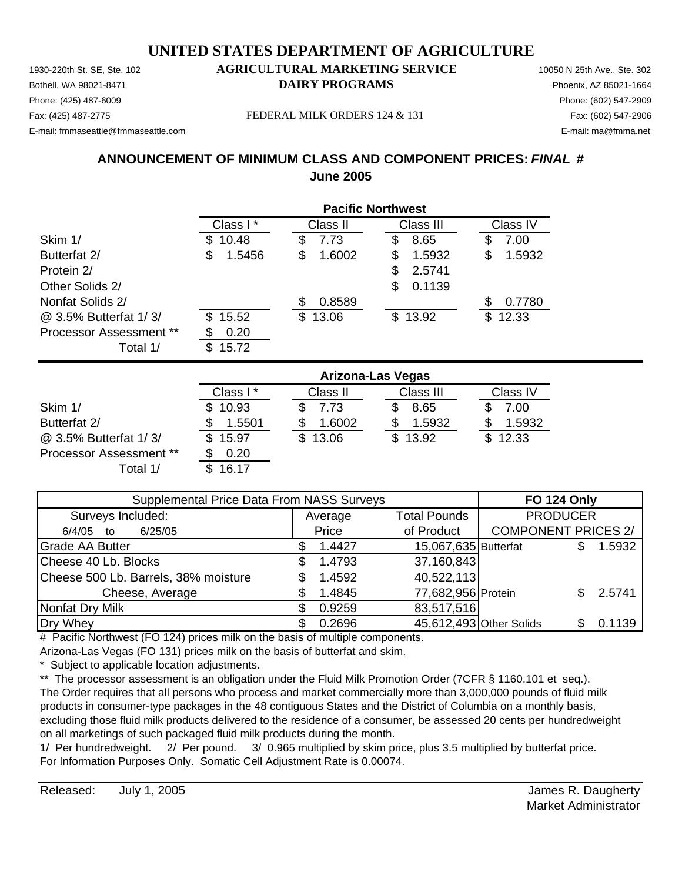# UNITED STATES DEPARTMENT OF AGRICULTURE

1930-220th St. SE, Ste. 102
Bothell, WA 98021-8471
Phone: (425) 487-6009
Fax: (425) 487-2775
E-mail: fmmaseattle@fmmaseattle.com

**AGRICULTURAL MARKETING SERVICE**
**DAIRY PROGRAMS**

FEDERAL MILK ORDERS 124 & 131

10050 N 25th Ave., Ste. 302
Phoenix, AZ 85021-1664
Phone: (602) 547-2909
Fax: (602) 547-2906
E-mail: ma@fmma.net

## ANNOUNCEMENT OF MINIMUM CLASS AND COMPONENT PRICES: *FINAL* #
## June 2005

| | Pacific Northwest | | | |
|---|---|---|---|---|
| | Class I * | Class II | Class III | Class IV |
| Skim 1/ | $ 10.48 | $ 7.73 | $ 8.65 | $ 7.00 |
| Butterfat 2/ | $ 1.5456 | $ 1.6002 | $ 1.5932 | $ 1.5932 |
| Protein 2/ | | | $ 2.5741 | |
| Other Solids 2/ | | | $ 0.1139 | |
| Nonfat Solids 2/ | | $ 0.8589 | | $ 0.7780 |
| @ 3.5% Butterfat 1/ 3/ | $ 15.52 | $ 13.06 | $ 13.92 | $ 12.33 |
| Processor Assessment ** | $ 0.20 | | | |
| Total 1/ | $ 15.72 | | | |

| | Arizona-Las Vegas | | | |
|---|---|---|---|---|
| | Class I * | Class II | Class III | Class IV |
| Skim 1/ | $ 10.93 | $ 7.73 | $ 8.65 | $ 7.00 |
| Butterfat 2/ | $ 1.5501 | $ 1.6002 | $ 1.5932 | $ 1.5932 |
| @ 3.5% Butterfat 1/ 3/ | $ 15.97 | $ 13.06 | $ 13.92 | $ 12.33 |
| Processor Assessment ** | $ 0.20 | | | |
| Total 1/ | $ 16.17 | | | |

| Supplemental Price Data From NASS Surveys | | | FO 124 Only | |
|---|---|---|---|---|
| Surveys Included: | Average | Total Pounds | PRODUCER | |
| 6/4/05 to 6/25/05 | Price | of Product | COMPONENT PRICES 2/ | |
| Grade AA Butter | $ 1.4427 | 15,067,635 | Butterfat | $ 1.5932 |
| Cheese 40 Lb. Blocks | $ 1.4793 | 37,160,843 | | |
| Cheese 500 Lb. Barrels, 38% moisture | $ 1.4592 | 40,522,113 | | |
| Cheese, Average | $ 1.4845 | 77,682,956 | Protein | $ 2.5741 |
| Nonfat Dry Milk | $ 0.9259 | 83,517,516 | | |
| Dry Whey | $ 0.2696 | 45,612,493 | Other Solids | $ 0.1139 |

# Pacific Northwest (FO 124) prices milk on the basis of multiple components.
Arizona-Las Vegas (FO 131) prices milk on the basis of butterfat and skim.
* Subject to applicable location adjustments.
** The processor assessment is an obligation under the Fluid Milk Promotion Order (7CFR § 1160.101 et seq.). The Order requires that all persons who process and market commercially more than 3,000,000 pounds of fluid milk products in consumer-type packages in the 48 contiguous States and the District of Columbia on a monthly basis, excluding those fluid milk products delivered to the residence of a consumer, be assessed 20 cents per hundredweight on all marketings of such packaged fluid milk products during the month.
1/ Per hundredweight. 2/ Per pound. 3/ 0.965 multiplied by skim price, plus 3.5 multiplied by butterfat price.
For Information Purposes Only. Somatic Cell Adjustment Rate is 0.00074.

Released: July 1, 2005

James R. Daugherty
Market Administrator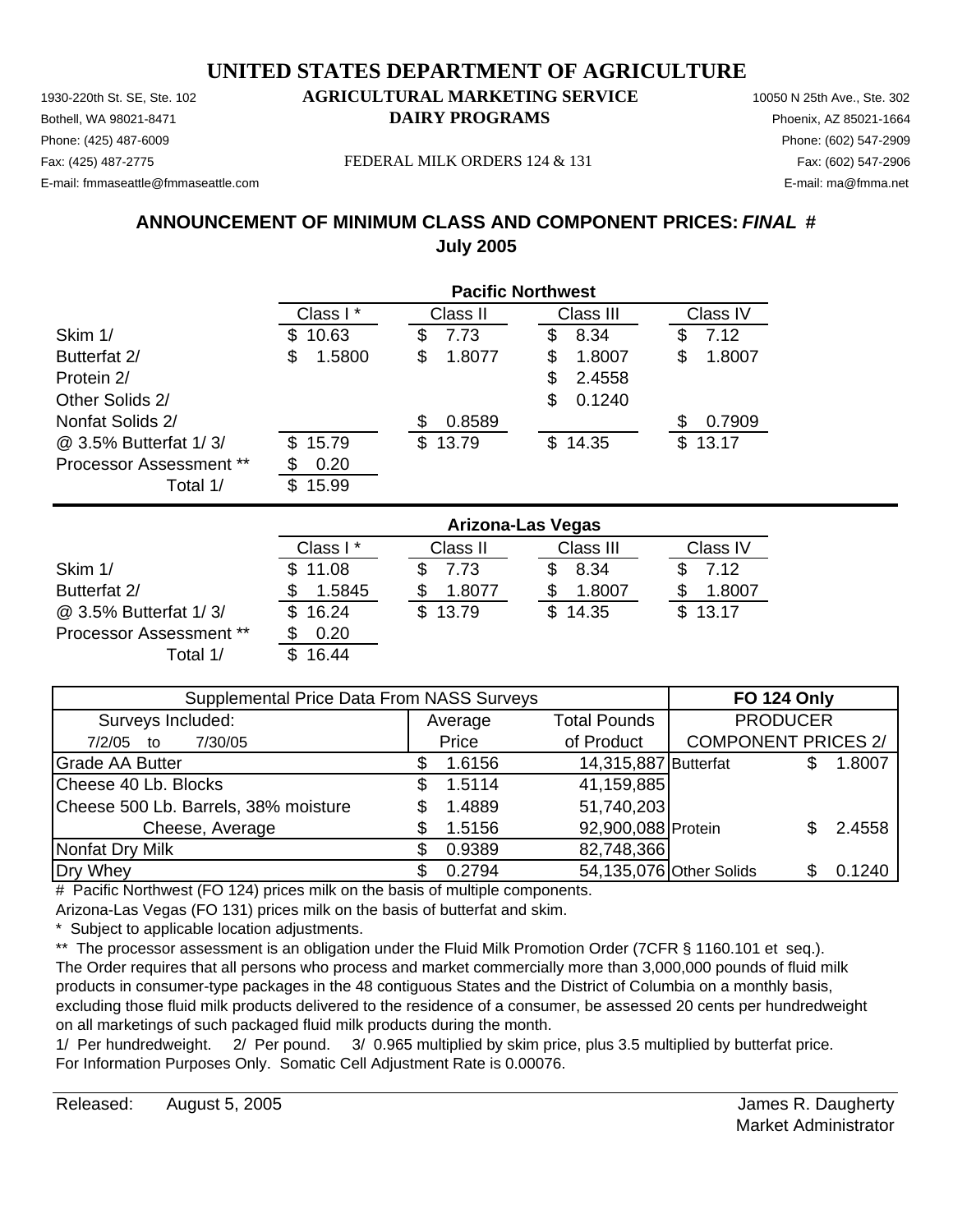# UNITED STATES DEPARTMENT OF AGRICULTURE

1930-220th St. SE, Ste. 102
Bothell, WA 98021-8471
Phone: (425) 487-6009
Fax: (425) 487-2775
E-mail: fmmaseattle@fmmaseattle.com

**AGRICULTURAL MARKETING SERVICE**
**DAIRY PROGRAMS**

FEDERAL MILK ORDERS 124 & 131

10050 N 25th Ave., Ste. 302
Phoenix, AZ 85021-1664
Phone: (602) 547-2909
Fax: (602) 547-2906
E-mail: ma@fmma.net

## ANNOUNCEMENT OF MINIMUM CLASS AND COMPONENT PRICES: *FINAL* #
## July 2005

| | Pacific Northwest | | | |
|---|---|---|---|---|
| | Class I * | Class II | Class III | Class IV |
| Skim 1/ | $ 10.63 | $ 7.73 | $ 8.34 | $ 7.12 |
| Butterfat 2/ | $ 1.5800 | $ 1.8077 | $ 1.8007 | $ 1.8007 |
| Protein 2/ | | | $ 2.4558 | |
| Other Solids 2/ | | | $ 0.1240 | |
| Nonfat Solids 2/ | | $ 0.8589 | | $ 0.7909 |
| @ 3.5% Butterfat 1/ 3/ | $ 15.79 | $ 13.79 | $ 14.35 | $ 13.17 |
| Processor Assessment ** | $ 0.20 | | | |
| Total 1/ | $ 15.99 | | | |

| | Arizona-Las Vegas | | | |
|---|---|---|---|---|
| | Class I * | Class II | Class III | Class IV |
| Skim 1/ | $ 11.08 | $ 7.73 | $ 8.34 | $ 7.12 |
| Butterfat 2/ | $ 1.5845 | $ 1.8077 | $ 1.8007 | $ 1.8007 |
| @ 3.5% Butterfat 1/ 3/ | $ 16.24 | $ 13.79 | $ 14.35 | $ 13.17 |
| Processor Assessment ** | $ 0.20 | | | |
| Total 1/ | $ 16.44 | | | |

| Supplemental Price Data From NASS Surveys | | | FO 124 Only | |
|---|---|---|---|---|
| Surveys Included: | Average | Total Pounds | PRODUCER | |
| 7/2/05 to 7/30/05 | Price | of Product | COMPONENT PRICES 2/ | |
| Grade AA Butter | $ 1.6156 | 14,315,887 | Butterfat | $ 1.8007 |
| Cheese 40 Lb. Blocks | $ 1.5114 | 41,159,885 | | |
| Cheese 500 Lb. Barrels, 38% moisture | $ 1.4889 | 51,740,203 | | |
| Cheese, Average | $ 1.5156 | 92,900,088 | Protein | $ 2.4558 |
| Nonfat Dry Milk | $ 0.9389 | 82,748,366 | | |
| Dry Whey | $ 0.2794 | 54,135,076 | Other Solids | $ 0.1240 |

# Pacific Northwest (FO 124) prices milk on the basis of multiple components.
Arizona-Las Vegas (FO 131) prices milk on the basis of butterfat and skim.
* Subject to applicable location adjustments.
** The processor assessment is an obligation under the Fluid Milk Promotion Order (7CFR § 1160.101 et seq.). The Order requires that all persons who process and market commercially more than 3,000,000 pounds of fluid milk products in consumer-type packages in the 48 contiguous States and the District of Columbia on a monthly basis, excluding those fluid milk products delivered to the residence of a consumer, be assessed 20 cents per hundredweight on all marketings of such packaged fluid milk products during the month.
1/ Per hundredweight. 2/ Per pound. 3/ 0.965 multiplied by skim price, plus 3.5 multiplied by butterfat price.
For Information Purposes Only. Somatic Cell Adjustment Rate is 0.00076.

Released: August 5, 2005

James R. Daugherty
Market Administrator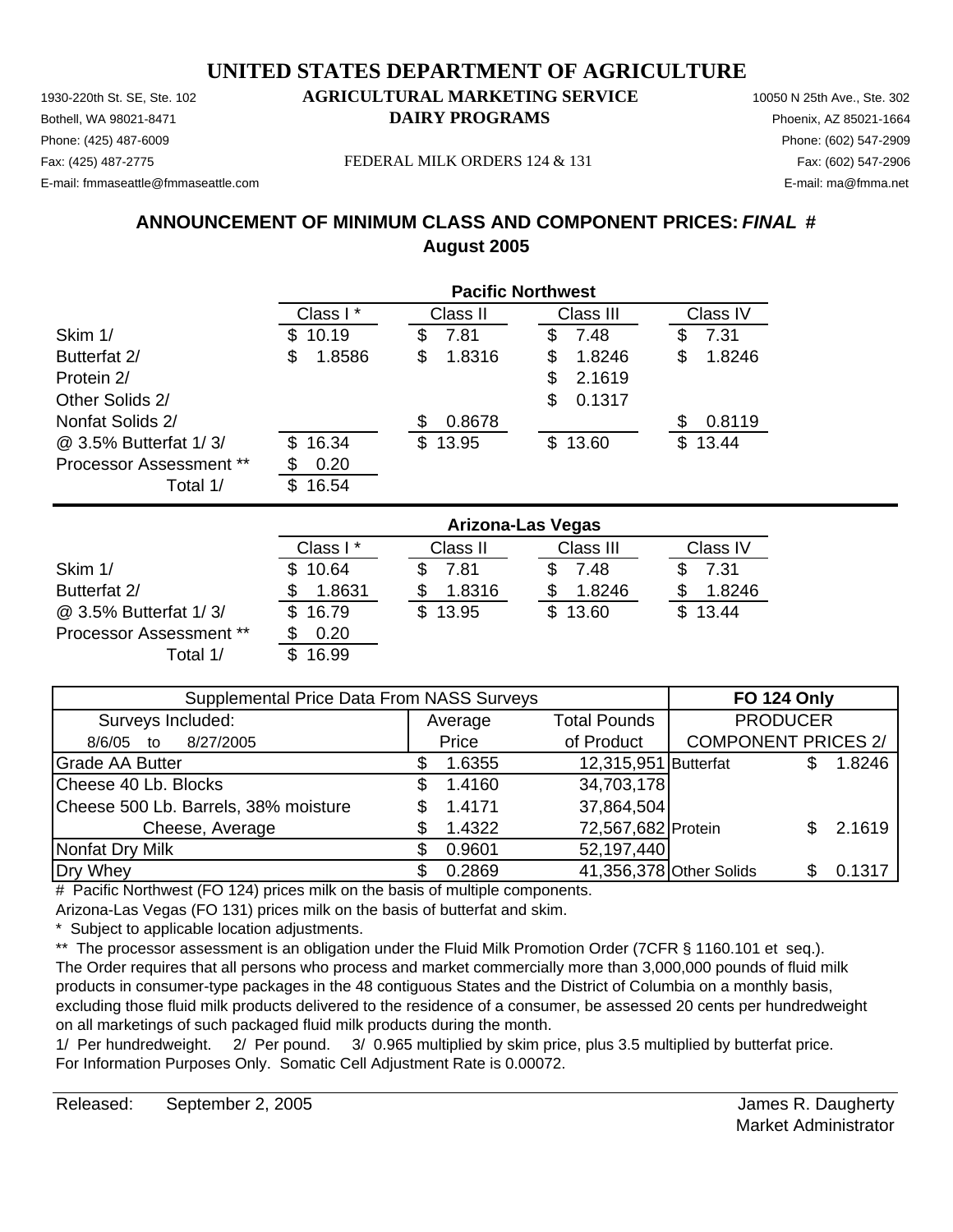# UNITED STATES DEPARTMENT OF AGRICULTURE

## AGRICULTURAL MARKETING SERVICE
## DAIRY PROGRAMS

1930-220th St. SE, Ste. 102
Bothell, WA 98021-8471
Phone: (425) 487-6009
Fax: (425) 487-2775
E-mail: fmmaseattle@fmmaseattle.com

FEDERAL MILK ORDERS 124 & 131

10050 N 25th Ave., Ste. 302
Phoenix, AZ 85021-1664
Phone: (602) 547-2909
Fax: (602) 547-2906
E-mail: ma@fmma.net

### ANNOUNCEMENT OF MINIMUM CLASS AND COMPONENT PRICES: *FINAL* #
### August 2005

| | Pacific Northwest | | | |
|---|---|---|---|---|
| | Class I * | Class II | Class III | Class IV |
| Skim 1/ | $ 10.19 | $ 7.81 | $ 7.48 | $ 7.31 |
| Butterfat 2/ | $ 1.8586 | $ 1.8316 | $ 1.8246 | $ 1.8246 |
| Protein 2/ | | | $ 2.1619 | |
| Other Solids 2/ | | | $ 0.1317 | |
| Nonfat Solids 2/ | | $ 0.8678 | | $ 0.8119 |
| @ 3.5% Butterfat 1/ 3/ | $ 16.34 | $ 13.95 | $ 13.60 | $ 13.44 |
| Processor Assessment ** | $ 0.20 | | | |
| Total 1/ | $ 16.54 | | | |

| | Arizona-Las Vegas | | | |
|---|---|---|---|---|
| | Class I * | Class II | Class III | Class IV |
| Skim 1/ | $ 10.64 | $ 7.81 | $ 7.48 | $ 7.31 |
| Butterfat 2/ | $ 1.8631 | $ 1.8316 | $ 1.8246 | $ 1.8246 |
| @ 3.5% Butterfat 1/ 3/ | $ 16.79 | $ 13.95 | $ 13.60 | $ 13.44 |
| Processor Assessment ** | $ 0.20 | | | |
| Total 1/ | $ 16.99 | | | |

| Supplemental Price Data From NASS Surveys | | | FO 124 Only | |
|---|---|---|---|---|
| Surveys Included: | Average | Total Pounds | PRODUCER | |
| 8/6/05 to 8/27/2005 | Price | of Product | COMPONENT PRICES 2/ | |
| Grade AA Butter | $ 1.6355 | 12,315,951 | Butterfat | $ 1.8246 |
| Cheese 40 Lb. Blocks | $ 1.4160 | 34,703,178 | | |
| Cheese 500 Lb. Barrels, 38% moisture | $ 1.4171 | 37,864,504 | | |
| Cheese, Average | $ 1.4322 | 72,567,682 | Protein | $ 2.1619 |
| Nonfat Dry Milk | $ 0.9601 | 52,197,440 | | |
| Dry Whey | $ 0.2869 | 41,356,378 | Other Solids | $ 0.1317 |

\# Pacific Northwest (FO 124) prices milk on the basis of multiple components.
Arizona-Las Vegas (FO 131) prices milk on the basis of butterfat and skim.
\* Subject to applicable location adjustments.
\** The processor assessment is an obligation under the Fluid Milk Promotion Order (7CFR § 1160.101 et seq.). The Order requires that all persons who process and market commercially more than 3,000,000 pounds of fluid milk products in consumer-type packages in the 48 contiguous States and the District of Columbia on a monthly basis, excluding those fluid milk products delivered to the residence of a consumer, be assessed 20 cents per hundredweight on all marketings of such packaged fluid milk products during the month.
1/ Per hundredweight. 2/ Per pound. 3/ 0.965 multiplied by skim price, plus 3.5 multiplied by butterfat price.
For Information Purposes Only. Somatic Cell Adjustment Rate is 0.00072.

Released: September 2, 2005

James R. Daugherty
Market Administrator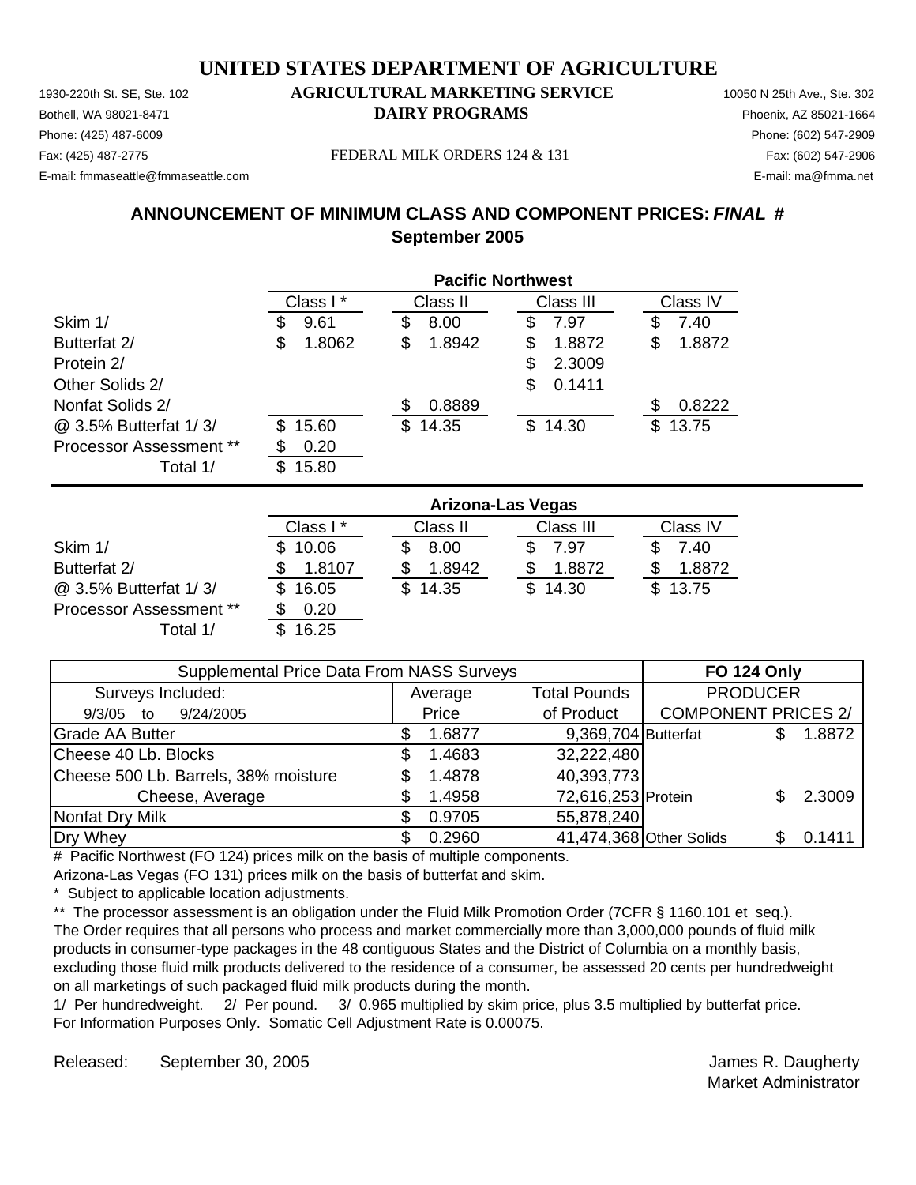# UNITED STATES DEPARTMENT OF AGRICULTURE

1930-220th St. SE, Ste. 102 **AGRICULTURAL MARKETING SERVICE** 10050 N 25th Ave., Ste. 302
Bothell, WA 98021-8471 **DAIRY PROGRAMS** Phoenix, AZ 85021-1664
Phone: (425) 487-6009 Phone: (602) 547-2909
Fax: (425) 487-2775 FEDERAL MILK ORDERS 124 & 131 Fax: (602) 547-2906
E-mail: fmmaseattle@fmmaseattle.com E-mail: ma@fmma.net

## ANNOUNCEMENT OF MINIMUM CLASS AND COMPONENT PRICES: *FINAL* #
## September 2005

| Pacific Northwest | Class I * | Class II | Class III | Class IV |
|---|---|---|---|---|
| Skim 1/ | $ 9.61 | $ 8.00 | $ 7.97 | $ 7.40 |
| Butterfat 2/ | $ 1.8062 | $ 1.8942 | $ 1.8872 | $ 1.8872 |
| Protein 2/ | | | $ 2.3009 | |
| Other Solids 2/ | | | $ 0.1411 | |
| Nonfat Solids 2/ | | $ 0.8889 | | $ 0.8222 |
| @ 3.5% Butterfat 1/ 3/ | $ 15.60 | $ 14.35 | $ 14.30 | $ 13.75 |
| Processor Assessment ** | $ 0.20 | | | |
| Total 1/ | $ 15.80 | | | |

| Arizona-Las Vegas | Class I * | Class II | Class III | Class IV |
|---|---|---|---|---|
| Skim 1/ | $ 10.06 | $ 8.00 | $ 7.97 | $ 7.40 |
| Butterfat 2/ | $ 1.8107 | $ 1.8942 | $ 1.8872 | $ 1.8872 |
| @ 3.5% Butterfat 1/ 3/ | $ 16.05 | $ 14.35 | $ 14.30 | $ 13.75 |
| Processor Assessment ** | $ 0.20 | | | |
| Total 1/ | $ 16.25 | | | |

| Supplemental Price Data From NASS Surveys | | | FO 124 Only | |
|---|---|---|---|---|
| Surveys Included: 9/3/05 to 9/24/2005 | Average Price | Total Pounds of Product | PRODUCER COMPONENT PRICES 2/ | |
| Grade AA Butter | $ 1.6877 | 9,369,704 | Butterfat | $ 1.8872 |
| Cheese 40 Lb. Blocks | $ 1.4683 | 32,222,480 | | |
| Cheese 500 Lb. Barrels, 38% moisture | $ 1.4878 | 40,393,773 | | |
| Cheese, Average | $ 1.4958 | 72,616,253 | Protein | $ 2.3009 |
| Nonfat Dry Milk | $ 0.9705 | 55,878,240 | | |
| Dry Whey | $ 0.2960 | 41,474,368 | Other Solids | $ 0.1411 |

# Pacific Northwest (FO 124) prices milk on the basis of multiple components.
Arizona-Las Vegas (FO 131) prices milk on the basis of butterfat and skim.
* Subject to applicable location adjustments.
** The processor assessment is an obligation under the Fluid Milk Promotion Order (7CFR § 1160.101 et seq.). The Order requires that all persons who process and market commercially more than 3,000,000 pounds of fluid milk products in consumer-type packages in the 48 contiguous States and the District of Columbia on a monthly basis, excluding those fluid milk products delivered to the residence of a consumer, be assessed 20 cents per hundredweight on all marketings of such packaged fluid milk products during the month.
1/ Per hundredweight. 2/ Per pound. 3/ 0.965 multiplied by skim price, plus 3.5 multiplied by butterfat price.
For Information Purposes Only. Somatic Cell Adjustment Rate is 0.00075.

Released: September 30, 2005

James R. Daugherty
Market Administrator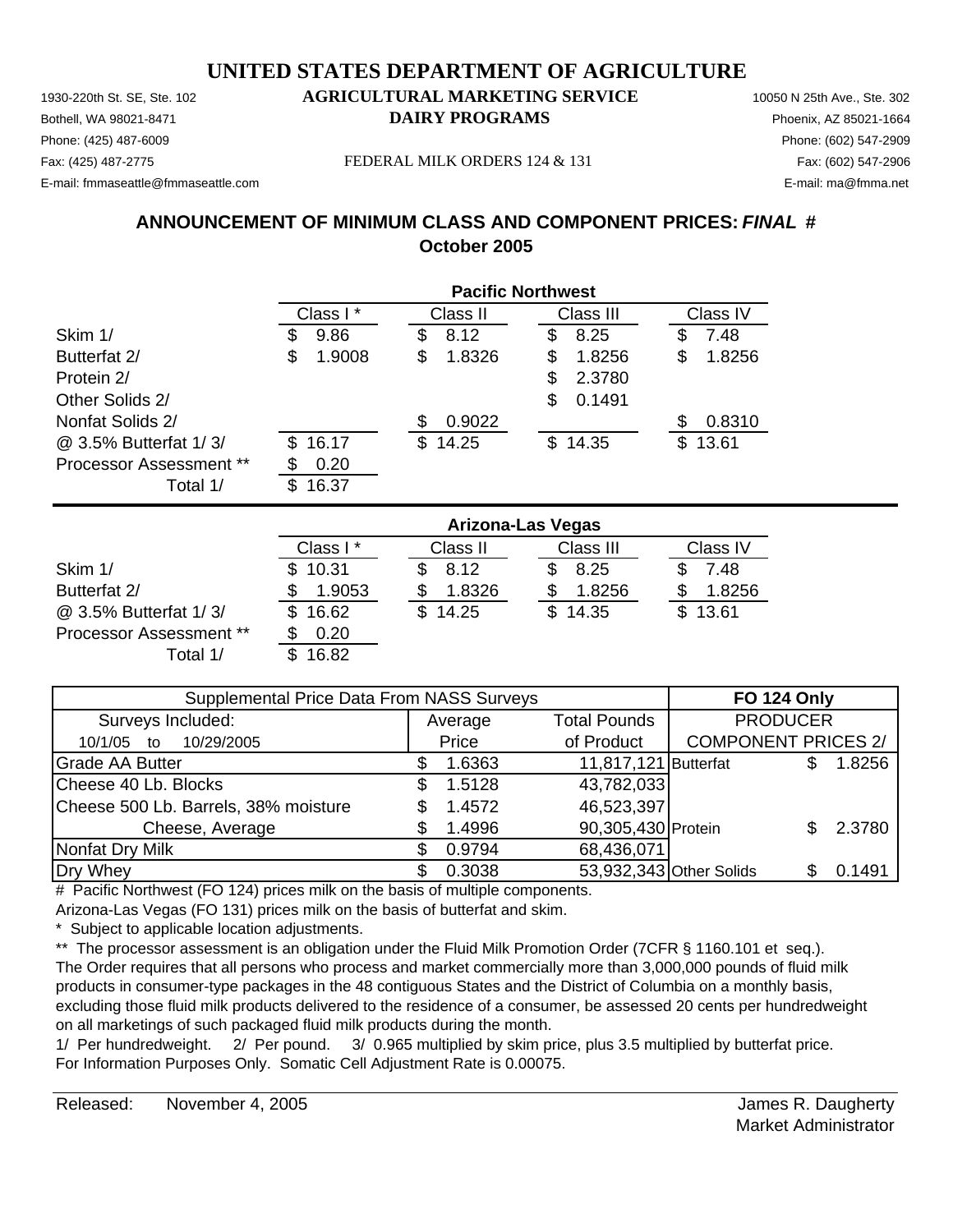# UNITED STATES DEPARTMENT OF AGRICULTURE

## AGRICULTURAL MARKETING SERVICE
## DAIRY PROGRAMS

1930-220th St. SE, Ste. 102
Bothell, WA 98021-8471
Phone: (425) 487-6009
Fax: (425) 487-2775
E-mail: fmmaseattle@fmmaseattle.com

10050 N 25th Ave., Ste. 302
Phoenix, AZ 85021-1664
Phone: (602) 547-2909
Fax: (602) 547-2906
E-mail: ma@fmma.net

FEDERAL MILK ORDERS 124 & 131

## ANNOUNCEMENT OF MINIMUM CLASS AND COMPONENT PRICES: *FINAL* #
## October 2005

| | Pacific Northwest | | | |
|---|---|---|---|---|
| | Class I * | Class II | Class III | Class IV |
| Skim 1/ | $ 9.86 | $ 8.12 | $ 8.25 | $ 7.48 |
| Butterfat 2/ | $ 1.9008 | $ 1.8326 | $ 1.8256 | $ 1.8256 |
| Protein 2/ | | | $ 2.3780 | |
| Other Solids 2/ | | | $ 0.1491 | |
| Nonfat Solids 2/ | | $ 0.9022 | | $ 0.8310 |
| @ 3.5% Butterfat 1/ 3/ | $ 16.17 | $ 14.25 | $ 14.35 | $ 13.61 |
| Processor Assessment ** | $ 0.20 | | | |
| Total 1/ | $ 16.37 | | | |

| | Arizona-Las Vegas | | | |
|---|---|---|---|---|
| | Class I * | Class II | Class III | Class IV |
| Skim 1/ | $ 10.31 | $ 8.12 | $ 8.25 | $ 7.48 |
| Butterfat 2/ | $ 1.9053 | $ 1.8326 | $ 1.8256 | $ 1.8256 |
| @ 3.5% Butterfat 1/ 3/ | $ 16.62 | $ 14.25 | $ 14.35 | $ 13.61 |
| Processor Assessment ** | $ 0.20 | | | |
| Total 1/ | $ 16.82 | | | |

| Supplemental Price Data From NASS Surveys | | | FO 124 Only | |
|---|---|---|---|---|
| Surveys Included: | Average | Total Pounds | PRODUCER | |
| 10/1/05 to 10/29/2005 | Price | of Product | COMPONENT PRICES 2/ | |
| Grade AA Butter | $ 1.6363 | 11,817,121 | Butterfat | $ 1.8256 |
| Cheese 40 Lb. Blocks | $ 1.5128 | 43,782,033 | | |
| Cheese 500 Lb. Barrels, 38% moisture | $ 1.4572 | 46,523,397 | | |
| Cheese, Average | $ 1.4996 | 90,305,430 | Protein | $ 2.3780 |
| Nonfat Dry Milk | $ 0.9794 | 68,436,071 | | |
| Dry Whey | $ 0.3038 | 53,932,343 | Other Solids | $ 0.1491 |

# Pacific Northwest (FO 124) prices milk on the basis of multiple components.
Arizona-Las Vegas (FO 131) prices milk on the basis of butterfat and skim.
* Subject to applicable location adjustments.
** The processor assessment is an obligation under the Fluid Milk Promotion Order (7CFR § 1160.101 et seq.). The Order requires that all persons who process and market commercially more than 3,000,000 pounds of fluid milk products in consumer-type packages in the 48 contiguous States and the District of Columbia on a monthly basis, excluding those fluid milk products delivered to the residence of a consumer, be assessed 20 cents per hundredweight on all marketings of such packaged fluid milk products during the month.
1/ Per hundredweight. 2/ Per pound. 3/ 0.965 multiplied by skim price, plus 3.5 multiplied by butterfat price.
For Information Purposes Only. Somatic Cell Adjustment Rate is 0.00075.

Released: November 4, 2005

James R. Daugherty
Market Administrator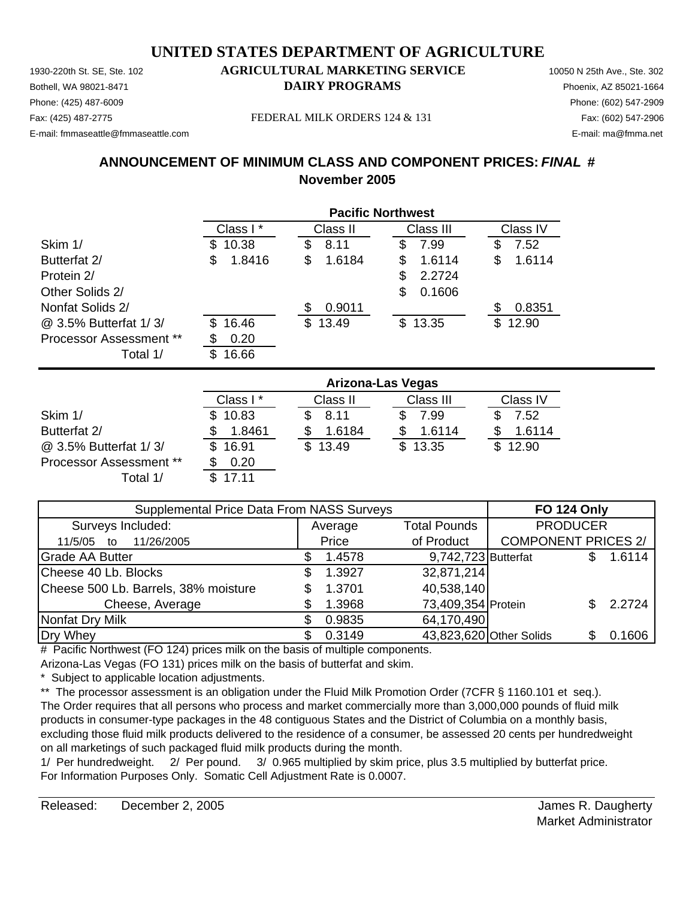# UNITED STATES DEPARTMENT OF AGRICULTURE

1930-220th St. SE, Ste. 102
Bothell, WA 98021-8471
Phone: (425) 487-6009
Fax: (425) 487-2775
E-mail: fmmaseattle@fmmaseattle.com

**AGRICULTURAL MARKETING SERVICE**
**DAIRY PROGRAMS**

FEDERAL MILK ORDERS 124 & 131

10050 N 25th Ave., Ste. 302
Phoenix, AZ 85021-1664
Phone: (602) 547-2909
Fax: (602) 547-2906
E-mail: ma@fmma.net

## ANNOUNCEMENT OF MINIMUM CLASS AND COMPONENT PRICES: *FINAL* #
## November 2005

| | Pacific Northwest | | | |
|---|---|---|---|---|
| | Class I * | Class II | Class III | Class IV |
| Skim 1/ | $ 10.38 | $ 8.11 | $ 7.99 | $ 7.52 |
| Butterfat 2/ | $ 1.8416 | $ 1.6184 | $ 1.6114 | $ 1.6114 |
| Protein 2/ | | | $ 2.2724 | |
| Other Solids 2/ | | | $ 0.1606 | |
| Nonfat Solids 2/ | | $ 0.9011 | | $ 0.8351 |
| @ 3.5% Butterfat 1/ 3/ | $ 16.46 | $ 13.49 | $ 13.35 | $ 12.90 |
| Processor Assessment ** | $ 0.20 | | | |
| Total 1/ | $ 16.66 | | | |

| | Arizona-Las Vegas | | | |
|---|---|---|---|---|
| | Class I * | Class II | Class III | Class IV |
| Skim 1/ | $ 10.83 | $ 8.11 | $ 7.99 | $ 7.52 |
| Butterfat 2/ | $ 1.8461 | $ 1.6184 | $ 1.6114 | $ 1.6114 |
| @ 3.5% Butterfat 1/ 3/ | $ 16.91 | $ 13.49 | $ 13.35 | $ 12.90 |
| Processor Assessment ** | $ 0.20 | | | |
| Total 1/ | $ 17.11 | | | |

| Supplemental Price Data From NASS Surveys | | | FO 124 Only | |
|---|---|---|---|---|
| Surveys Included: | Average | Total Pounds | PRODUCER | |
| 11/5/05 to 11/26/2005 | Price | of Product | COMPONENT PRICES 2/ | |
| Grade AA Butter | $ 1.4578 | 9,742,723 | Butterfat | $ 1.6114 |
| Cheese 40 Lb. Blocks | $ 1.3927 | 32,871,214 | | |
| Cheese 500 Lb. Barrels, 38% moisture | $ 1.3701 | 40,538,140 | | |
| Cheese, Average | $ 1.3968 | 73,409,354 | Protein | $ 2.2724 |
| Nonfat Dry Milk | $ 0.9835 | 64,170,490 | | |
| Dry Whey | $ 0.3149 | 43,823,620 | Other Solids | $ 0.1606 |

# Pacific Northwest (FO 124) prices milk on the basis of multiple components.
Arizona-Las Vegas (FO 131) prices milk on the basis of butterfat and skim.

\* Subject to applicable location adjustments.

** The processor assessment is an obligation under the Fluid Milk Promotion Order (7CFR § 1160.101 et seq.). The Order requires that all persons who process and market commercially more than 3,000,000 pounds of fluid milk products in consumer-type packages in the 48 contiguous States and the District of Columbia on a monthly basis, excluding those fluid milk products delivered to the residence of a consumer, be assessed 20 cents per hundredweight on all marketings of such packaged fluid milk products during the month.

1/ Per hundredweight. 2/ Per pound. 3/ 0.965 multiplied by skim price, plus 3.5 multiplied by butterfat price.
For Information Purposes Only. Somatic Cell Adjustment Rate is 0.0007.

Released: December 2, 2005

James R. Daugherty
Market Administrator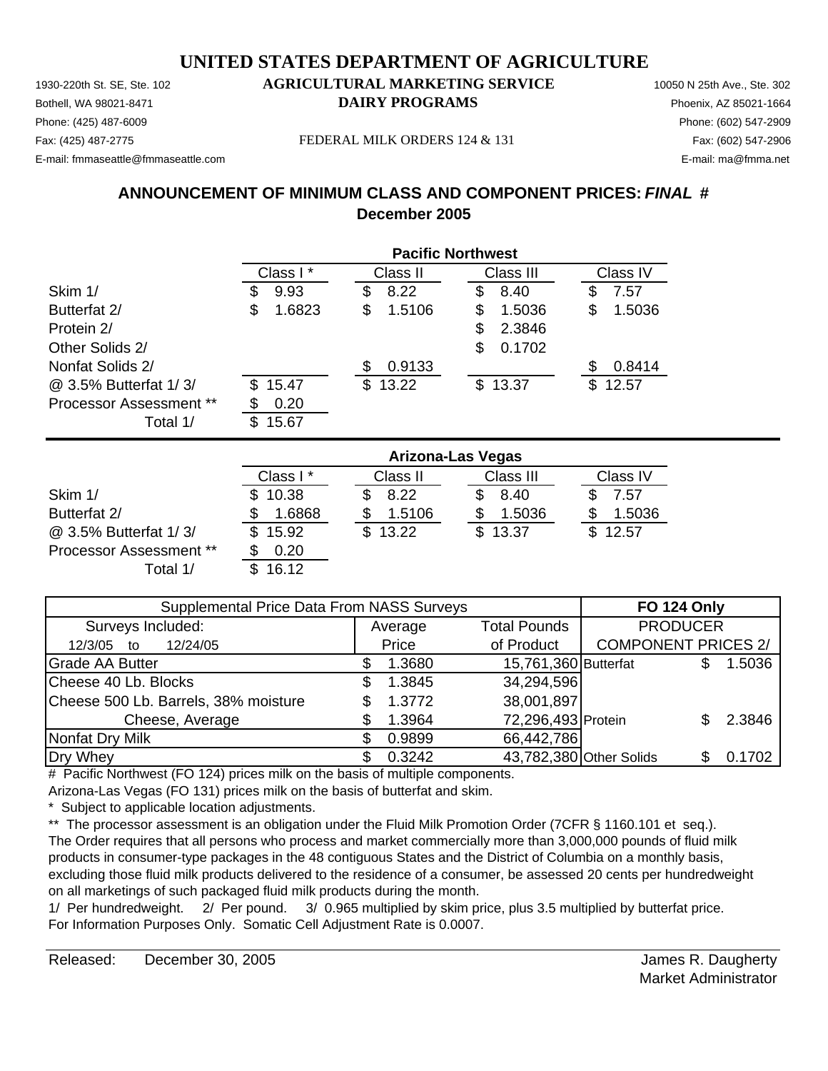# UNITED STATES DEPARTMENT OF AGRICULTURE

1930-220th St. SE, Ste. 102
Bothell, WA 98021-8471
Phone: (425) 487-6009
Fax: (425) 487-2775
E-mail: fmmaseattle@fmmaseattle.com

**AGRICULTURAL MARKETING SERVICE**
**DAIRY PROGRAMS**

FEDERAL MILK ORDERS 124 & 131

10050 N 25th Ave., Ste. 302
Phoenix, AZ 85021-1664
Phone: (602) 547-2909
Fax: (602) 547-2906
E-mail: ma@fmma.net

## ANNOUNCEMENT OF MINIMUM CLASS AND COMPONENT PRICES: *FINAL* #
## December 2005

| | Pacific Northwest | | | |
|---|---|---|---|---|
| | Class I * | Class II | Class III | Class IV |
| Skim 1/ | $ 9.93 | $ 8.22 | $ 8.40 | $ 7.57 |
| Butterfat 2/ | $ 1.6823 | $ 1.5106 | $ 1.5036 | $ 1.5036 |
| Protein 2/ | | | $ 2.3846 | |
| Other Solids 2/ | | | $ 0.1702 | |
| Nonfat Solids 2/ | | $ 0.9133 | | $ 0.8414 |
| @ 3.5% Butterfat 1/ 3/ | $ 15.47 | $ 13.22 | $ 13.37 | $ 12.57 |
| Processor Assessment ** | $ 0.20 | | | |
| Total 1/ | $ 15.67 | | | |

| | Arizona-Las Vegas | | | |
|---|---|---|---|---|
| | Class I * | Class II | Class III | Class IV |
| Skim 1/ | $ 10.38 | $ 8.22 | $ 8.40 | $ 7.57 |
| Butterfat 2/ | $ 1.6868 | $ 1.5106 | $ 1.5036 | $ 1.5036 |
| @ 3.5% Butterfat 1/ 3/ | $ 15.92 | $ 13.22 | $ 13.37 | $ 12.57 |
| Processor Assessment ** | $ 0.20 | | | |
| Total 1/ | $ 16.12 | | | |

| Supplemental Price Data From NASS Surveys | | | **FO 124 Only** | |
|---|---|---|---|---|
| Surveys Included: | Average | Total Pounds | PRODUCER | |
| 12/3/05 to 12/24/05 | Price | of Product | COMPONENT PRICES 2/ | |
| Grade AA Butter | $ 1.3680 | 15,761,360 | Butterfat | $ 1.5036 |
| Cheese 40 Lb. Blocks | $ 1.3845 | 34,294,596 | | |
| Cheese 500 Lb. Barrels, 38% moisture | $ 1.3772 | 38,001,897 | | |
| Cheese, Average | $ 1.3964 | 72,296,493 | Protein | $ 2.3846 |
| Nonfat Dry Milk | $ 0.9899 | 66,442,786 | | |
| Dry Whey | $ 0.3242 | 43,782,380 | Other Solids | $ 0.1702 |

# Pacific Northwest (FO 124) prices milk on the basis of multiple components.
Arizona-Las Vegas (FO 131) prices milk on the basis of butterfat and skim.

* Subject to applicable location adjustments.

** The processor assessment is an obligation under the Fluid Milk Promotion Order (7CFR § 1160.101 et seq.). The Order requires that all persons who process and market commercially more than 3,000,000 pounds of fluid milk products in consumer-type packages in the 48 contiguous States and the District of Columbia on a monthly basis, excluding those fluid milk products delivered to the residence of a consumer, be assessed 20 cents per hundredweight on all marketings of such packaged fluid milk products during the month.

1/ Per hundredweight. 2/ Per pound. 3/ 0.965 multiplied by skim price, plus 3.5 multiplied by butterfat price.
For Information Purposes Only. Somatic Cell Adjustment Rate is 0.0007.

Released: December 30, 2005

James R. Daugherty
Market Administrator